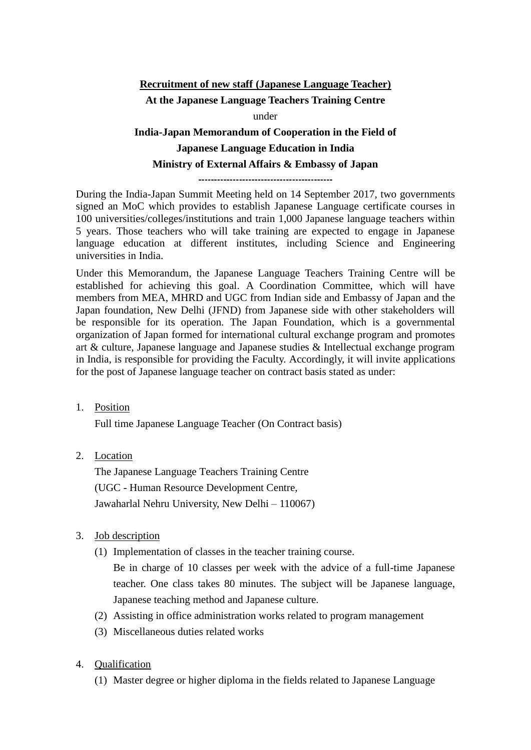**<u>Recruitment of new staff (Japanese Language Teacher)</u>**

**At the Japanese Language Teachers Training Centre**

under

**India-Japan Memorandum of Cooperation in the Field of**

**Japanese Language Education in India**

**Ministry of External Affairs & Embassy of Japan**

**------------------------------------------**

During the India-Japan Summit Meeting held on 14 September 2017, two governments signed an MoC which provides to establish Japanese Language certificate courses in 100 universities/colleges/institutions and train 1,000 Japanese language teachers within 5 years. Those teachers who will take training are expected to engage in Japanese language education at different institutes, including Science and Engineering universities in India.

Under this Memorandum, the Japanese Language Teachers Training Centre will be established for achieving this goal. A Coordination Committee, which will have members from MEA, MHRD and UGC from Indian side and Embassy of Japan and the Japan foundation, New Delhi (JFND) from Japanese side with other stakeholders will be responsible for its operation. The Japan Foundation, which is a governmental organization of Japan formed for international cultural exchange program and promotes art & culture, Japanese language and Japanese studies & Intellectual exchange program in India, is responsible for providing the Faculty. Accordingly, it will invite applications for the post of Japanese language teacher on contract basis stated as under:

1. <u>Position</u>

   Full time Japanese Language Teacher (On Contract basis)

2. <u>Location</u>

   The Japanese Language Teachers Training Centre
   (UGC - Human Resource Development Centre,
   Jawaharlal Nehru University, New Delhi – 110067)

3. <u>Job description</u>

   (1) Implementation of classes in the teacher training course.
   Be in charge of 10 classes per week with the advice of a full-time Japanese teacher. One class takes 80 minutes. The subject will be Japanese language, Japanese teaching method and Japanese culture.

   (2) Assisting in office administration works related to program management

   (3) Miscellaneous duties related works

4. <u>Qualification</u>

   (1) Master degree or higher diploma in the fields related to Japanese Language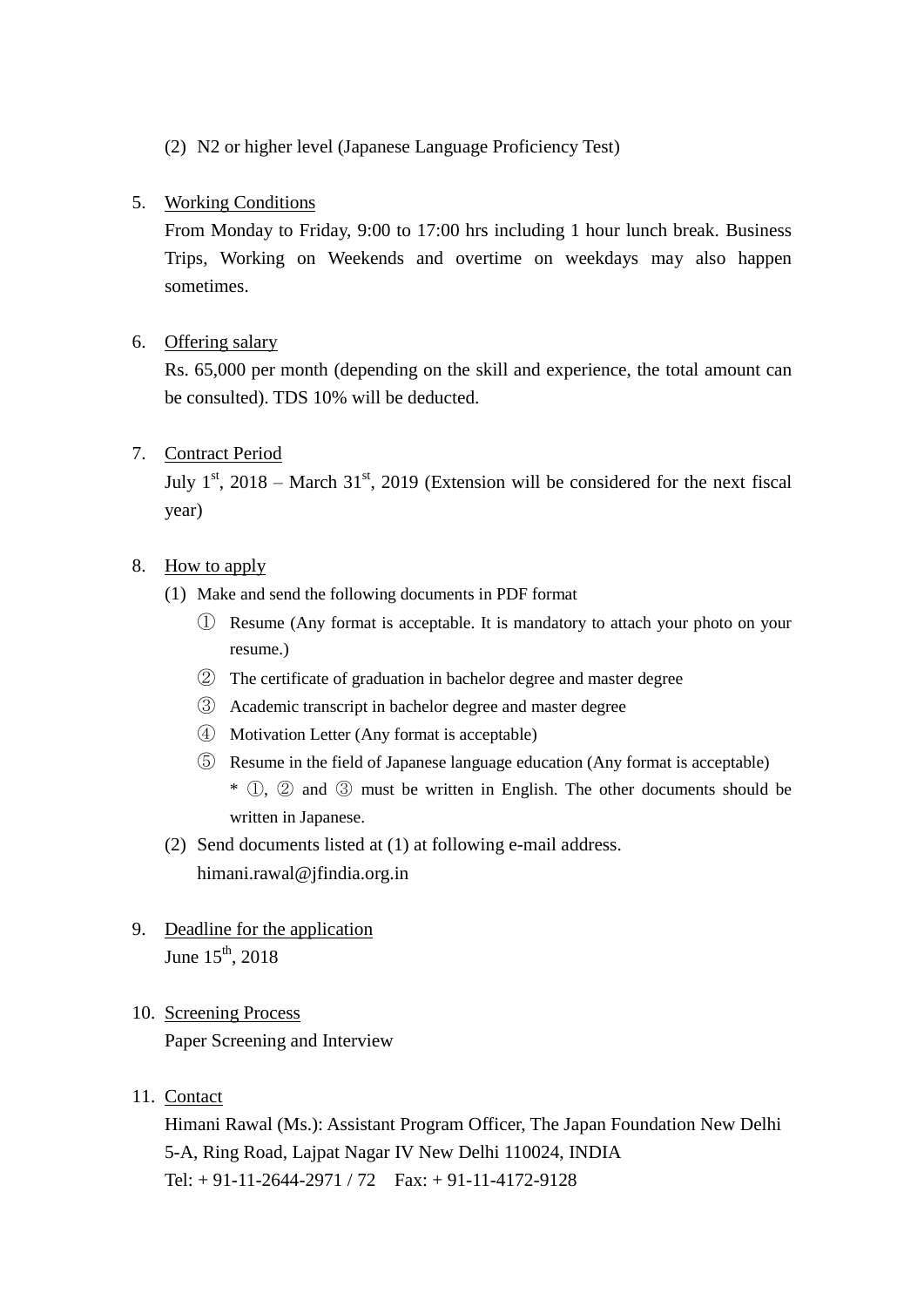(2) N2 or higher level (Japanese Language Proficiency Test)

5. <u>Working Conditions</u>

   From Monday to Friday, 9:00 to 17:00 hrs including 1 hour lunch break. Business Trips, Working on Weekends and overtime on weekdays may also happen sometimes.

6. <u>Offering salary</u>

   Rs. 65,000 per month (depending on the skill and experience, the total amount can be consulted). TDS 10% will be deducted.

7. <u>Contract Period</u>

   July 1st, 2018 – March 31st, 2019 (Extension will be considered for the next fiscal year)

8. <u>How to apply</u>

   (1) Make and send the following documents in PDF format

   ① Resume (Any format is acceptable. It is mandatory to attach your photo on your resume.)

   ② The certificate of graduation in bachelor degree and master degree

   ③ Academic transcript in bachelor degree and master degree

   ④ Motivation Letter (Any format is acceptable)

   ⑤ Resume in the field of Japanese language education (Any format is acceptable)

   * ①, ② and ③ must be written in English. The other documents should be written in Japanese.

   (2) Send documents listed at (1) at following e-mail address.
   himani.rawal@jfindia.org.in

9. <u>Deadline for the application</u>

   June 15th, 2018

10. <u>Screening Process</u>

    Paper Screening and Interview

11. <u>Contact</u>

    Himani Rawal (Ms.): Assistant Program Officer, The Japan Foundation New Delhi
    5-A, Ring Road, Lajpat Nagar IV New Delhi 110024, INDIA
    Tel: + 91-11-2644-2971 / 72　Fax: + 91-11-4172-9128